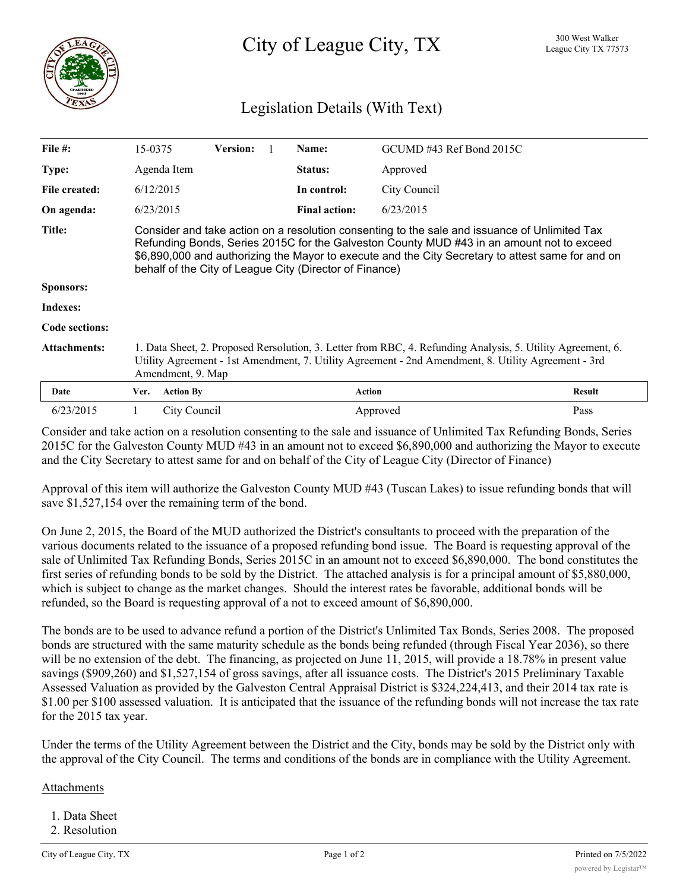# City of League City, TX

300 West Walker
League City TX 77573

## Legislation Details (With Text)

| | | | | | |
|---|---|---|---|---|---|
| **File #:** | 15-0375 | **Version:** 1 | **Name:** | GCUMD #43 Ref Bond 2015C | |
| **Type:** | Agenda Item | | **Status:** | Approved | |
| **File created:** | 6/12/2015 | | **In control:** | City Council | |
| **On agenda:** | 6/23/2015 | | **Final action:** | 6/23/2015 | |

**Title:** Consider and take action on a resolution consenting to the sale and issuance of Unlimited Tax Refunding Bonds, Series 2015C for the Galveston County MUD #43 in an amount not to exceed $6,890,000 and authorizing the Mayor to execute and the City Secretary to attest same for and on behalf of the City of League City (Director of Finance)

**Sponsors:**

**Indexes:**

**Code sections:**

**Attachments:** 1. Data Sheet, 2. Proposed Rersolution, 3. Letter from RBC, 4. Refunding Analysis, 5. Utility Agreement, 6. Utility Agreement - 1st Amendment, 7. Utility Agreement - 2nd Amendment, 8. Utility Agreement - 3rd Amendment, 9. Map

| Date | Ver. | Action By | Action | Result |
|---|---|---|---|---|
| 6/23/2015 | 1 | City Council | Approved | Pass |

Consider and take action on a resolution consenting to the sale and issuance of Unlimited Tax Refunding Bonds, Series 2015C for the Galveston County MUD #43 in an amount not to exceed $6,890,000 and authorizing the Mayor to execute and the City Secretary to attest same for and on behalf of the City of League City (Director of Finance)

Approval of this item will authorize the Galveston County MUD #43 (Tuscan Lakes) to issue refunding bonds that will save $1,527,154 over the remaining term of the bond.

On June 2, 2015, the Board of the MUD authorized the District's consultants to proceed with the preparation of the various documents related to the issuance of a proposed refunding bond issue. The Board is requesting approval of the sale of Unlimited Tax Refunding Bonds, Series 2015C in an amount not to exceed $6,890,000. The bond constitutes the first series of refunding bonds to be sold by the District. The attached analysis is for a principal amount of $5,880,000, which is subject to change as the market changes. Should the interest rates be favorable, additional bonds will be refunded, so the Board is requesting approval of a not to exceed amount of $6,890,000.

The bonds are to be used to advance refund a portion of the District's Unlimited Tax Bonds, Series 2008. The proposed bonds are structured with the same maturity schedule as the bonds being refunded (through Fiscal Year 2036), so there will be no extension of the debt. The financing, as projected on June 11, 2015, will provide a 18.78% in present value savings ($909,260) and $1,527,154 of gross savings, after all issuance costs. The District's 2015 Preliminary Taxable Assessed Valuation as provided by the Galveston Central Appraisal District is $324,224,413, and their 2014 tax rate is $1.00 per $100 assessed valuation. It is anticipated that the issuance of the refunding bonds will not increase the tax rate for the 2015 tax year.

Under the terms of the Utility Agreement between the District and the City, bonds may be sold by the District only with the approval of the City Council. The terms and conditions of the bonds are in compliance with the Utility Agreement.

Attachments

1. Data Sheet
2. Resolution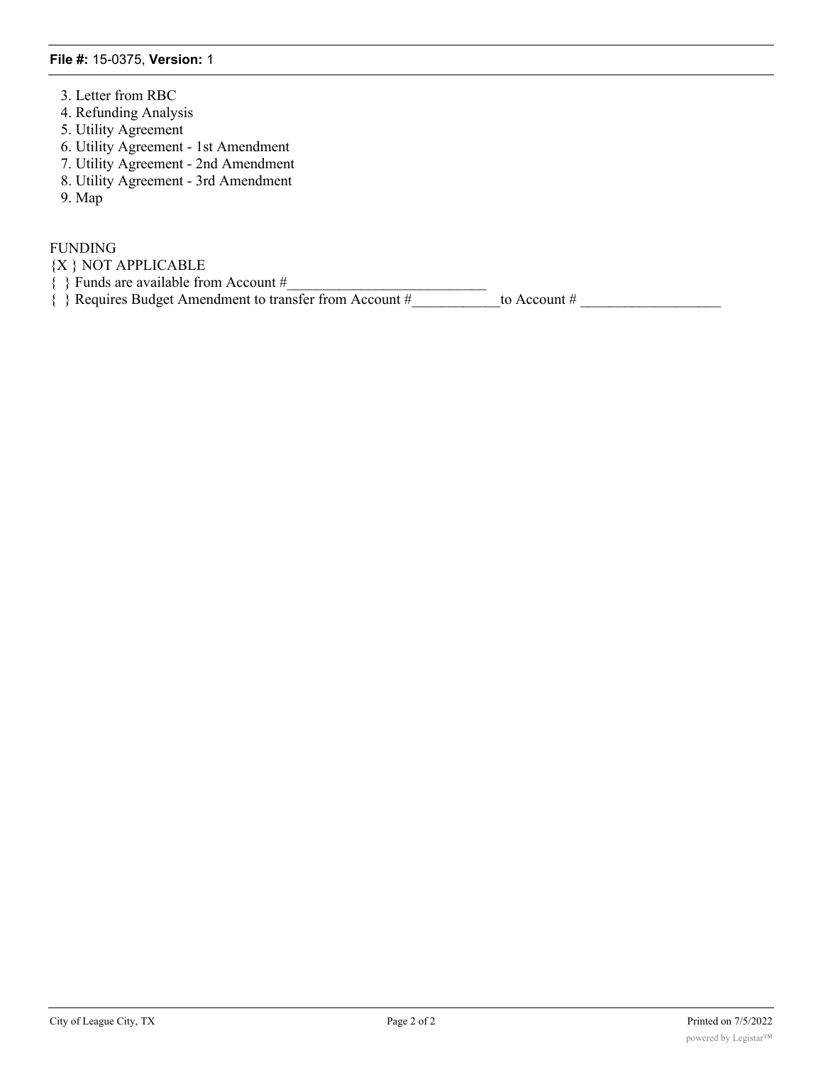3. Letter from RBC
4. Refunding Analysis
5. Utility Agreement
6. Utility Agreement - 1st Amendment
7. Utility Agreement - 2nd Amendment
8. Utility Agreement - 3rd Amendment
9. Map

FUNDING

{X } NOT APPLICABLE

{ } Funds are available from Account #___________________________

{ } Requires Budget Amendment to transfer from Account #____________to Account # __________________